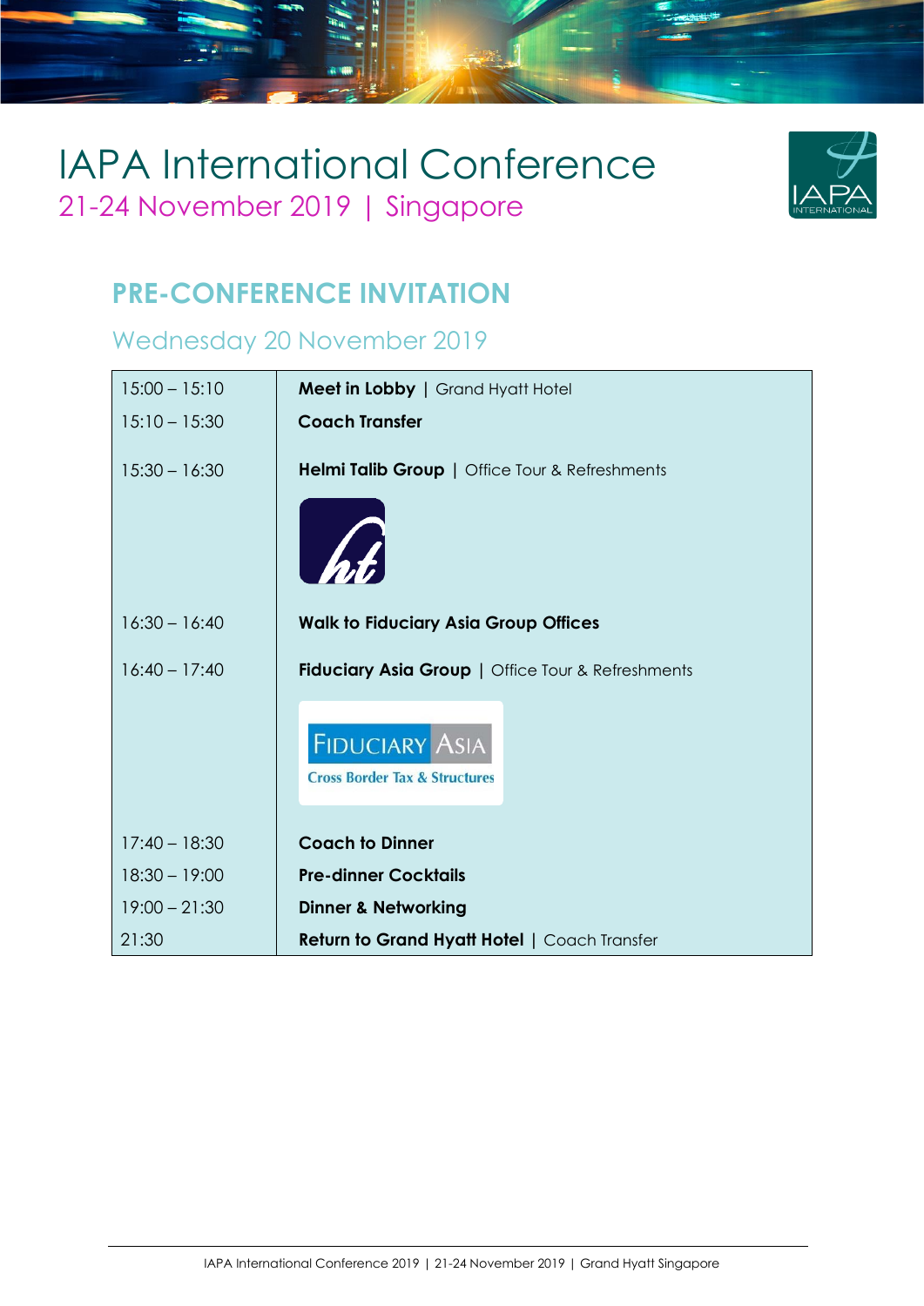# IAPA International Conference

## 21-24 November 2019 | Singapore

## PRE-CONFERENCE INVITATION

### Wednesday 20 November 2019

| | |
|---|---|
| 15:00 – 15:10 | **Meet in Lobby** \| Grand Hyatt Hotel |
| 15:10 – 15:30 | **Coach Transfer** |
| 15:30 – 16:30 | **Helmi Talib Group** \| Office Tour & Refreshments |
| 16:30 – 16:40 | **Walk to Fiduciary Asia Group Offices** |
| 16:40 – 17:40 | **Fiduciary Asia Group** \| Office Tour & Refreshments |
| 17:40 – 18:30 | **Coach to Dinner** |
| 18:30 – 19:00 | **Pre-dinner Cocktails** |
| 19:00 – 21:30 | **Dinner & Networking** |
| 21:30 | **Return to Grand Hyatt Hotel** \| Coach Transfer |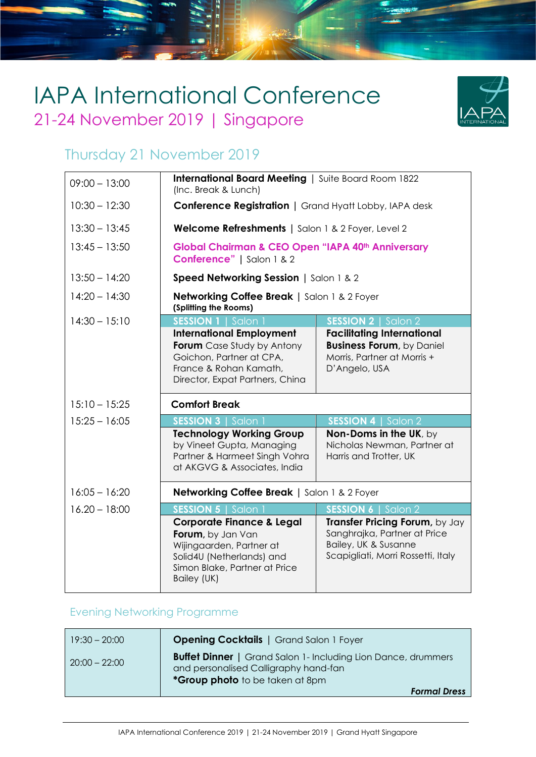# IAPA International Conference

## 21-24 November 2019 | Singapore

### Thursday 21 November 2019

| Time | | |
|---|---|---|
| 09:00 – 13:00 | **International Board Meeting** \| Suite Board Room 1822 (Inc. Break & Lunch) | |
| 10:30 – 12:30 | **Conference Registration** \| Grand Hyatt Lobby, IAPA desk | |
| 13:30 – 13:45 | **Welcome Refreshments** \| Salon 1 & 2 Foyer, Level 2 | |
| 13:45 – 13:50 | **Global Chairman & CEO Open "IAPA 40th Anniversary Conference"** \| Salon 1 & 2 | |
| 13:50 – 14:20 | **Speed Networking Session** \| Salon 1 & 2 | |
| 14:20 – 14:30 | **Networking Coffee Break** \| Salon 1 & 2 Foyer **(Splitting the Rooms)** | |
| 14:30 – 15:10 | **SESSION 1** \| Salon 1<br>**International Employment Forum** Case Study by Antony Goichon, Partner at CPA, France & Rohan Kamath, Director, Expat Partners, China | **SESSION 2** \| Salon 2<br>**Facilitating International Business Forum,** by Daniel Morris, Partner at Morris + D'Angelo, USA |
| 15:10 – 15:25 | **Comfort Break** | |
| 15:25 – 16:05 | **SESSION 3** \| Salon 1<br>**Technology Working Group** by Vineet Gupta, Managing Partner & Harmeet Singh Vohra at AKGVG & Associates, India | **SESSION 4** \| Salon 2<br>**Non-Doms in the UK,** by Nicholas Newman, Partner at Harris and Trotter, UK |
| 16:05 – 16:20 | **Networking Coffee Break** \| Salon 1 & 2 Foyer | |
| 16.20 – 18:00 | **SESSION 5** \| Salon 1<br>**Corporate Finance & Legal Forum,** by Jan Van Wijingaarden, Partner at Solid4U (Netherlands) and Simon Blake, Partner at Price Bailey (UK) | **SESSION 6** \| Salon 2<br>**Transfer Pricing Forum,** by Jay Sanghrajka, Partner at Price Bailey, UK & Susanne Scapigliati, Morri Rossetti, Italy |

### Evening Networking Programme

| Time | |
|---|---|
| 19:30 – 20:00 | **Opening Cocktails** \| Grand Salon 1 Foyer |
| 20:00 – 22:00 | **Buffet Dinner** \| Grand Salon 1- Including Lion Dance, drummers and personalised Calligraphy hand-fan<br>***Group photo** to be taken at 8pm<br>***Formal Dress*** |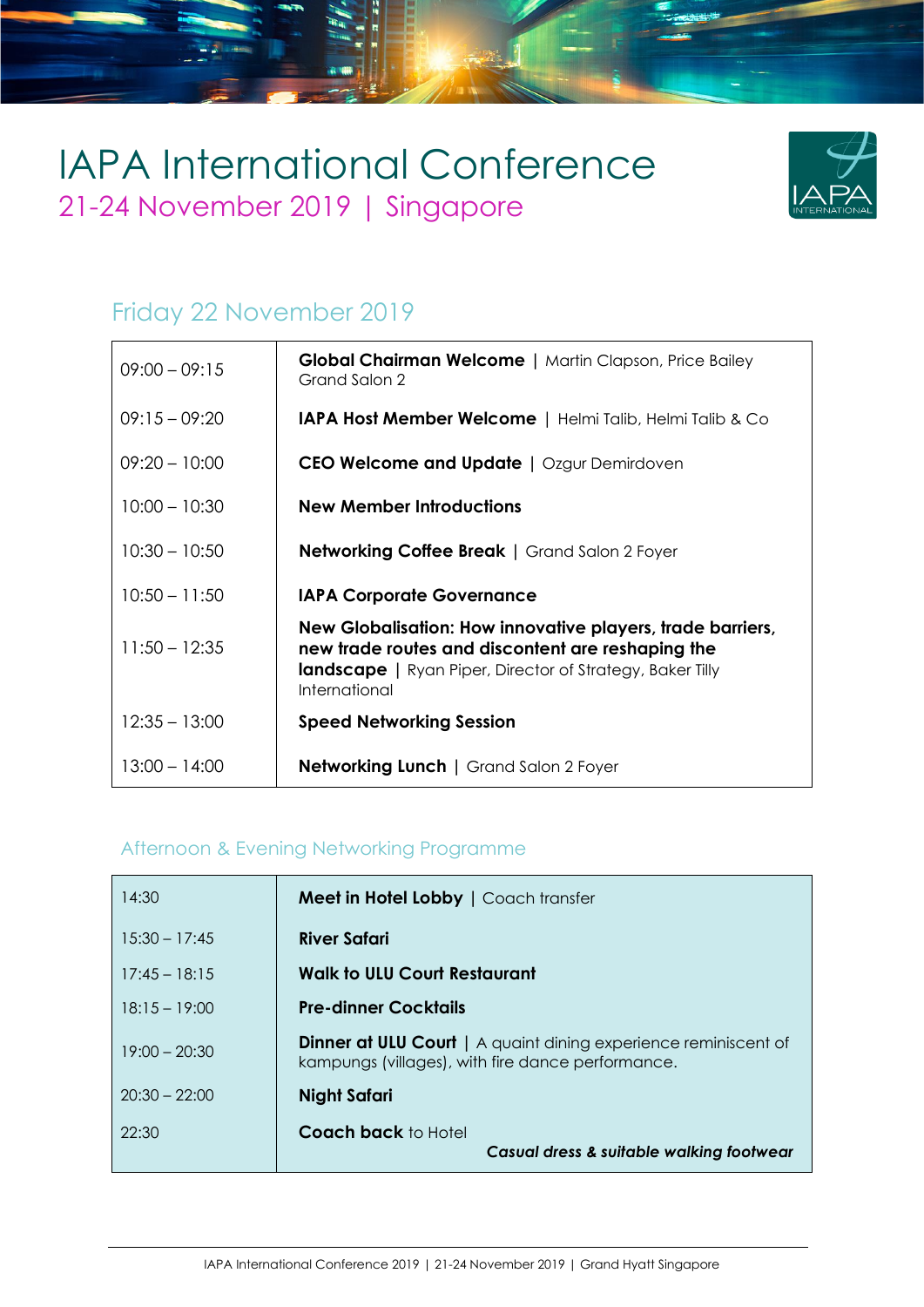# IAPA International Conference

## 21-24 November 2019 | Singapore

### Friday 22 November 2019

| | |
|---|---|
| 09:00 – 09:15 | **Global Chairman Welcome** \| Martin Clapson, Price Bailey<br>Grand Salon 2 |
| 09:15 – 09:20 | **IAPA Host Member Welcome** \| Helmi Talib, Helmi Talib & Co |
| 09:20 – 10:00 | **CEO Welcome and Update** \| Ozgur Demirdoven |
| 10:00 – 10:30 | **New Member Introductions** |
| 10:30 – 10:50 | **Networking Coffee Break** \| Grand Salon 2 Foyer |
| 10:50 – 11:50 | **IAPA Corporate Governance** |
| 11:50 – 12:35 | **New Globalisation: How innovative players, trade barriers, new trade routes and discontent are reshaping the landscape** \| Ryan Piper, Director of Strategy, Baker Tilly International |
| 12:35 – 13:00 | **Speed Networking Session** |
| 13:00 – 14:00 | **Networking Lunch** \| Grand Salon 2 Foyer |

### Afternoon & Evening Networking Programme

| | |
|---|---|
| 14:30 | **Meet in Hotel Lobby** \| Coach transfer |
| 15:30 – 17:45 | **River Safari** |
| 17:45 – 18:15 | **Walk to ULU Court Restaurant** |
| 18:15 – 19:00 | **Pre-dinner Cocktails** |
| 19:00 – 20:30 | **Dinner at ULU Court** \| A quaint dining experience reminiscent of kampungs (villages), with fire dance performance. |
| 20:30 – 22:00 | **Night Safari** |
| 22:30 | **Coach back** to Hotel<br>***Casual dress & suitable walking footwear*** |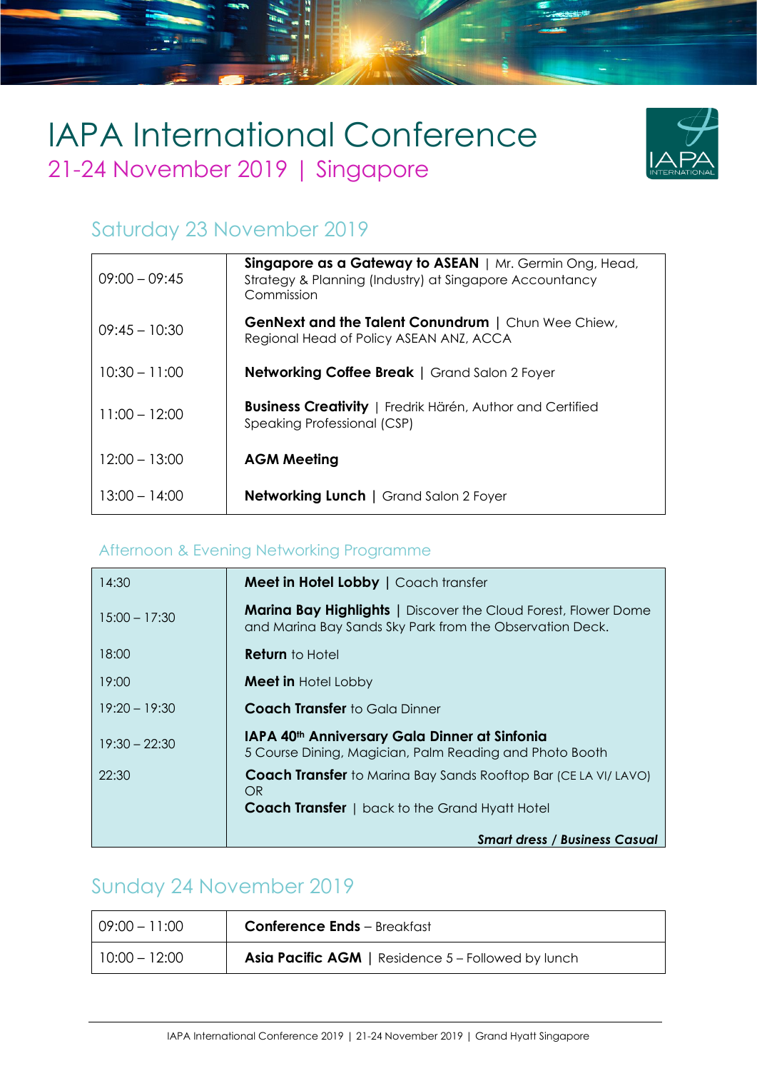# IAPA International Conference

## 21-24 November 2019 | Singapore

### Saturday 23 November 2019

| | |
|---|---|
| 09:00 – 09:45 | **Singapore as a Gateway to ASEAN** \| Mr. Germin Ong, Head, Strategy & Planning (Industry) at Singapore Accountancy Commission |
| 09:45 – 10:30 | **GenNext and the Talent Conundrum** \| Chun Wee Chiew, Regional Head of Policy ASEAN ANZ, ACCA |
| 10:30 – 11:00 | **Networking Coffee Break** \| Grand Salon 2 Foyer |
| 11:00 – 12:00 | **Business Creativity** \| Fredrik Härén, Author and Certified Speaking Professional (CSP) |
| 12:00 – 13:00 | **AGM Meeting** |
| 13:00 – 14:00 | **Networking Lunch** \| Grand Salon 2 Foyer |

### Afternoon & Evening Networking Programme

| | |
|---|---|
| 14:30 | **Meet in Hotel Lobby** \| Coach transfer |
| 15:00 – 17:30 | **Marina Bay Highlights** \| Discover the Cloud Forest, Flower Dome and Marina Bay Sands Sky Park from the Observation Deck. |
| 18:00 | **Return** to Hotel |
| 19:00 | **Meet in** Hotel Lobby |
| 19:20 – 19:30 | **Coach Transfer** to Gala Dinner |
| 19:30 – 22:30 | **IAPA 40th Anniversary Gala Dinner at Sinfonia** 5 Course Dining, Magician, Palm Reading and Photo Booth |
| 22:30 | **Coach Transfer** to Marina Bay Sands Rooftop Bar (CE LA VI/ LAVO) OR **Coach Transfer** \| back to the Grand Hyatt Hotel |
| | ***Smart dress / Business Casual*** |

### Sunday 24 November 2019

| | |
|---|---|
| 09:00 – 11:00 | **Conference Ends** – Breakfast |
| 10:00 – 12:00 | **Asia Pacific AGM** \| Residence 5 – Followed by lunch |